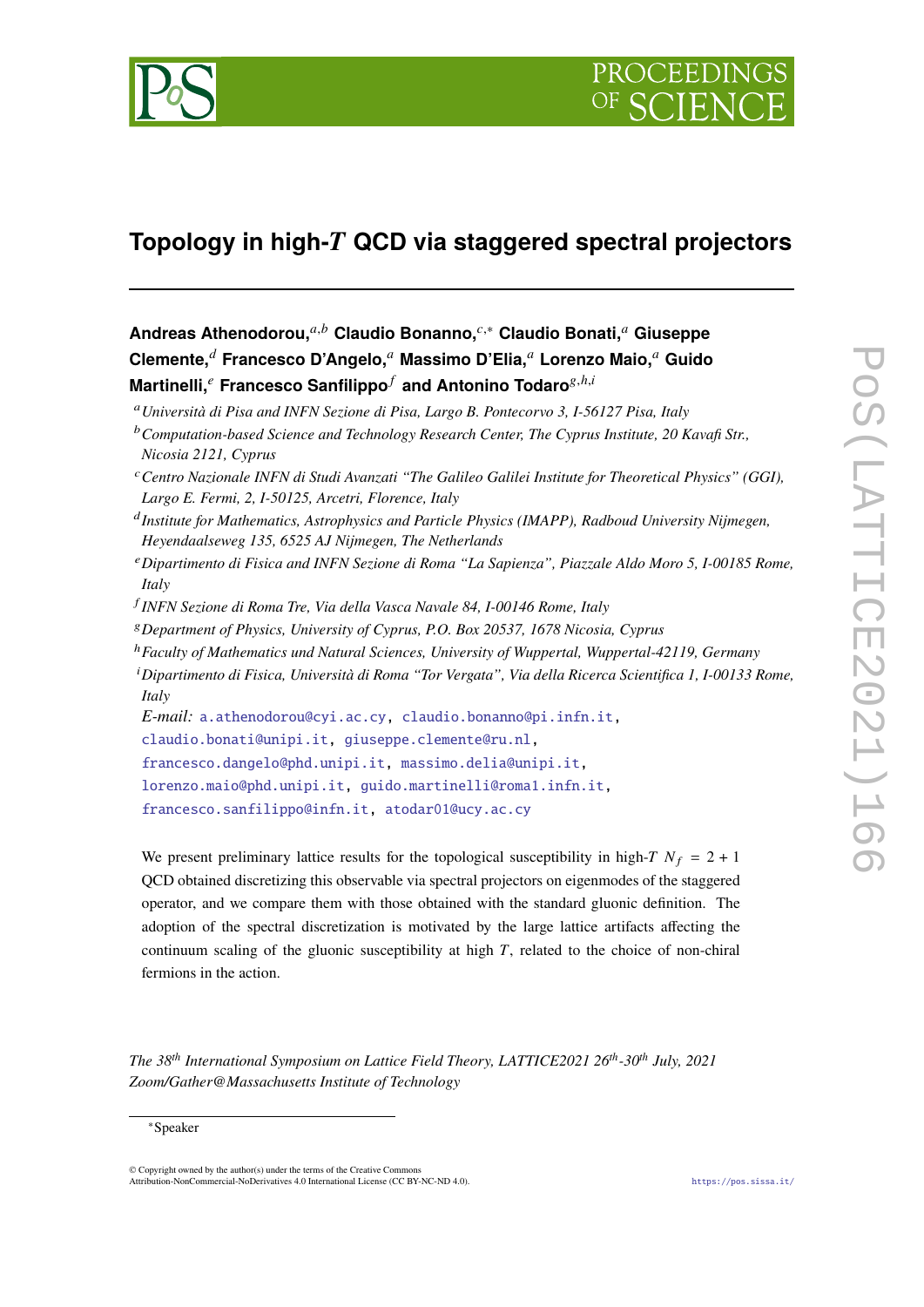# Topology in high-$T$ QCD via staggered spectral projectors

**Andreas Athenodorou,**[a,b] **Claudio Bonanno,**[c,*] **Claudio Bonati,**[a] **Giuseppe Clemente,**[d] **Francesco D'Angelo,**[a] **Massimo D'Elia,**[a] **Lorenzo Maio,**[a] **Guido Martinelli,**[e] **Francesco Sanfilippo**[f] **and Antonino Todaro**[g,h,i]

[a] *Università di Pisa and INFN Sezione di Pisa, Largo B. Pontecorvo 3, I-56127 Pisa, Italy*

[b] *Computation-based Science and Technology Research Center, The Cyprus Institute, 20 Kavafi Str., Nicosia 2121, Cyprus*

[c] *Centro Nazionale INFN di Studi Avanzati "The Galileo Galilei Institute for Theoretical Physics" (GGI), Largo E. Fermi, 2, I-50125, Arcetri, Florence, Italy*

[d] *Institute for Mathematics, Astrophysics and Particle Physics (IMAPP), Radboud University Nijmegen, Heyendaalseweg 135, 6525 AJ Nijmegen, The Netherlands*

[e] *Dipartimento di Fisica and INFN Sezione di Roma "La Sapienza", Piazzale Aldo Moro 5, I-00185 Rome, Italy*

[f] *INFN Sezione di Roma Tre, Via della Vasca Navale 84, I-00146 Rome, Italy*

[g] *Department of Physics, University of Cyprus, P.O. Box 20537, 1678 Nicosia, Cyprus*

[h] *Faculty of Mathematics und Natural Sciences, University of Wuppertal, Wuppertal-42119, Germany*

[i] *Dipartimento di Fisica, Università di Roma "Tor Vergata", Via della Ricerca Scientifica 1, I-00133 Rome, Italy*

*E-mail:* a.athenodorou@cyi.ac.cy, claudio.bonanno@pi.infn.it, claudio.bonati@unipi.it, giuseppe.clemente@ru.nl, francesco.dangelo@phd.unipi.it, massimo.delia@unipi.it, lorenzo.maio@phd.unipi.it, guido.martinelli@roma1.infn.it, francesco.sanfilippo@infn.it, atodar01@ucy.ac.cy

We present preliminary lattice results for the topological susceptibility in high-$T$ $N_f = 2+1$ QCD obtained discretizing this observable via spectral projectors on eigenmodes of the staggered operator, and we compare them with those obtained with the standard gluonic definition. The adoption of the spectral discretization is motivated by the large lattice artifacts affecting the continuum scaling of the gluonic susceptibility at high $T$, related to the choice of non-chiral fermions in the action.

*The 38th International Symposium on Lattice Field Theory, LATTICE2021 26th-30th July, 2021 Zoom/Gather@Massachusetts Institute of Technology*

*Speaker

© Copyright owned by the author(s) under the terms of the Creative Commons Attribution-NonCommercial-NoDerivatives 4.0 International License (CC BY-NC-ND 4.0).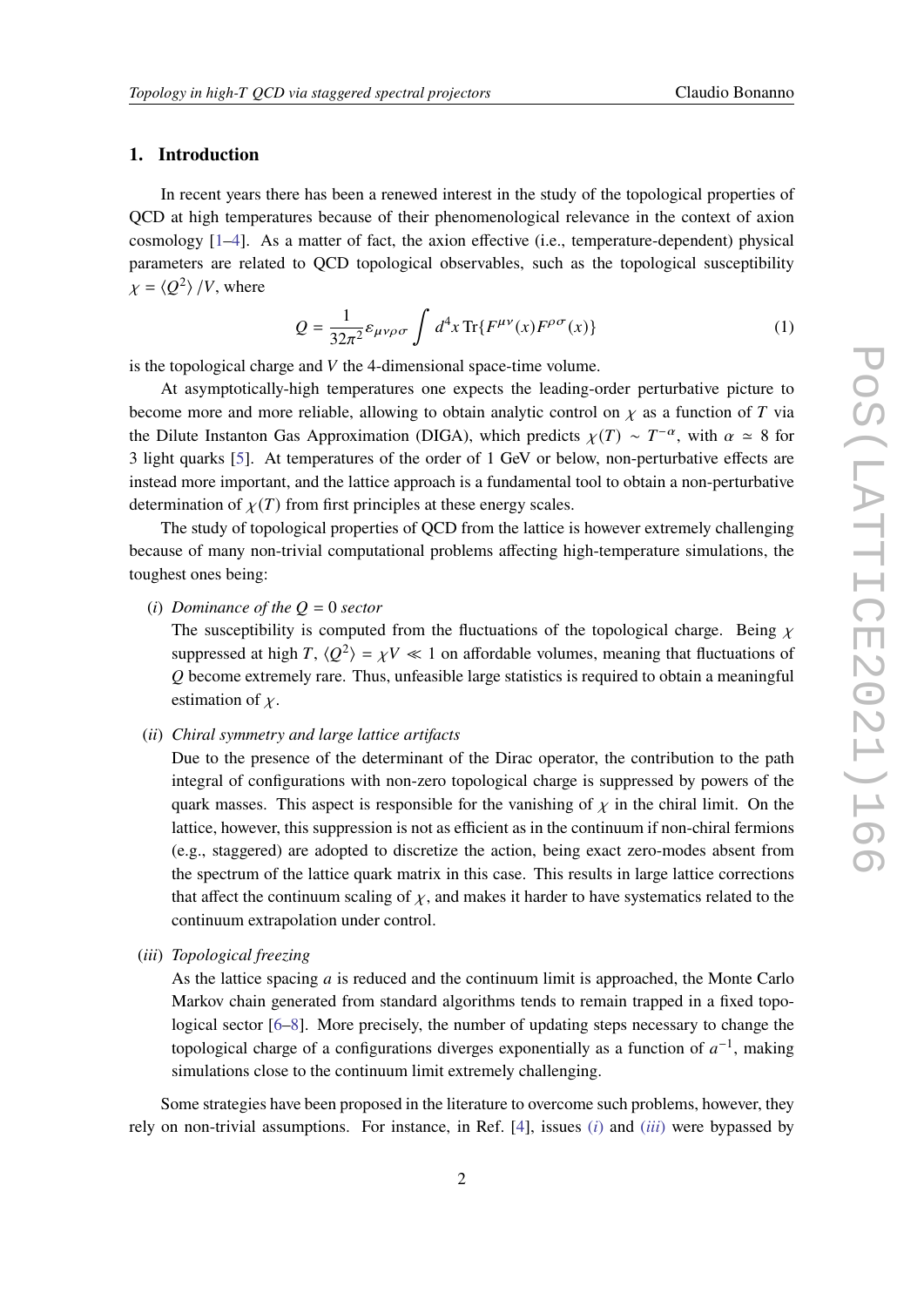## 1. Introduction

In recent years there has been a renewed interest in the study of the topological properties of QCD at high temperatures because of their phenomenological relevance in the context of axion cosmology [1–4]. As a matter of fact, the axion effective (i.e., temperature-dependent) physical parameters are related to QCD topological observables, such as the topological susceptibility $\chi = \langle Q^2 \rangle / V$, where

$$Q = \frac{1}{32\pi^2} \varepsilon_{\mu\nu\rho\sigma} \int d^4x \, \mathrm{Tr}\{F^{\mu\nu}(x) F^{\rho\sigma}(x)\} \tag{1}$$

is the topological charge and $V$ the 4-dimensional space-time volume.

At asymptotically-high temperatures one expects the leading-order perturbative picture to become more and more reliable, allowing to obtain analytic control on $\chi$ as a function of $T$ via the Dilute Instanton Gas Approximation (DIGA), which predicts $\chi(T) \sim T^{-\alpha}$, with $\alpha \simeq 8$ for 3 light quarks [5]. At temperatures of the order of 1 GeV or below, non-perturbative effects are instead more important, and the lattice approach is a fundamental tool to obtain a non-perturbative determination of $\chi(T)$ from first principles at these energy scales.

The study of topological properties of QCD from the lattice is however extremely challenging because of many non-trivial computational problems affecting high-temperature simulations, the toughest ones being:

(*i*) *Dominance of the $Q = 0$ sector*
The susceptibility is computed from the fluctuations of the topological charge. Being $\chi$ suppressed at high $T$, $\langle Q^2 \rangle = \chi V \ll 1$ on affordable volumes, meaning that fluctuations of $Q$ become extremely rare. Thus, unfeasible large statistics is required to obtain a meaningful estimation of $\chi$.

(*ii*) *Chiral symmetry and large lattice artifacts*
Due to the presence of the determinant of the Dirac operator, the contribution to the path integral of configurations with non-zero topological charge is suppressed by powers of the quark masses. This aspect is responsible for the vanishing of $\chi$ in the chiral limit. On the lattice, however, this suppression is not as efficient as in the continuum if non-chiral fermions (e.g., staggered) are adopted to discretize the action, being exact zero-modes absent from the spectrum of the lattice quark matrix in this case. This results in large lattice corrections that affect the continuum scaling of $\chi$, and makes it harder to have systematics related to the continuum extrapolation under control.

(*iii*) *Topological freezing*
As the lattice spacing $a$ is reduced and the continuum limit is approached, the Monte Carlo Markov chain generated from standard algorithms tends to remain trapped in a fixed topological sector [6–8]. More precisely, the number of updating steps necessary to change the topological charge of a configurations diverges exponentially as a function of $a^{-1}$, making simulations close to the continuum limit extremely challenging.

Some strategies have been proposed in the literature to overcome such problems, however, they rely on non-trivial assumptions. For instance, in Ref. [4], issues (*i*) and (*iii*) were bypassed by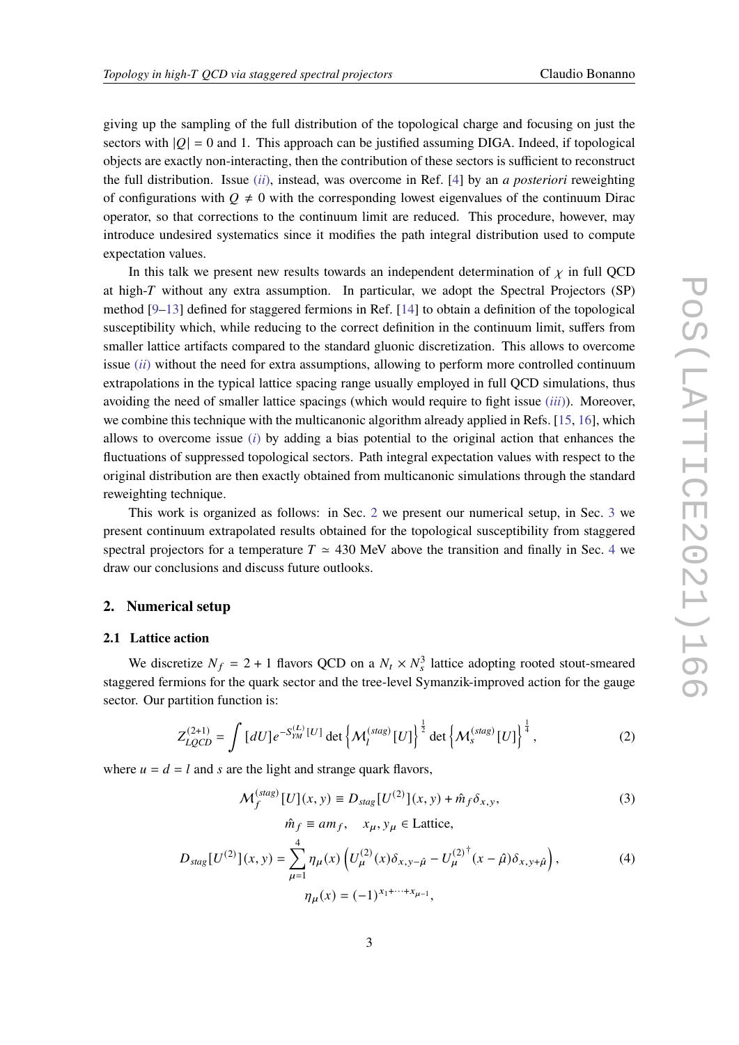giving up the sampling of the full distribution of the topological charge and focusing on just the sectors with $|Q| = 0$ and 1. This approach can be justified assuming DIGA. Indeed, if topological objects are exactly non-interacting, then the contribution of these sectors is sufficient to reconstruct the full distribution. Issue *(ii)*, instead, was overcome in Ref. [4] by an *a posteriori* reweighting of configurations with $Q \neq 0$ with the corresponding lowest eigenvalues of the continuum Dirac operator, so that corrections to the continuum limit are reduced. This procedure, however, may introduce undesired systematics since it modifies the path integral distribution used to compute expectation values.

In this talk we present new results towards an independent determination of $\chi$ in full QCD at high-$T$ without any extra assumption. In particular, we adopt the Spectral Projectors (SP) method [9–13] defined for staggered fermions in Ref. [14] to obtain a definition of the topological susceptibility which, while reducing to the correct definition in the continuum limit, suffers from smaller lattice artifacts compared to the standard gluonic discretization. This allows to overcome issue *(ii)* without the need for extra assumptions, allowing to perform more controlled continuum extrapolations in the typical lattice spacing range usually employed in full QCD simulations, thus avoiding the need of smaller lattice spacings (which would require to fight issue *(iii)*). Moreover, we combine this technique with the multicanonic algorithm already applied in Refs. [15, 16], which allows to overcome issue *(i)* by adding a bias potential to the original action that enhances the fluctuations of suppressed topological sectors. Path integral expectation values with respect to the original distribution are then exactly obtained from multicanonic simulations through the standard reweighting technique.

This work is organized as follows: in Sec. 2 we present our numerical setup, in Sec. 3 we present continuum extrapolated results obtained for the topological susceptibility from staggered spectral projectors for a temperature $T \simeq 430$ MeV above the transition and finally in Sec. 4 we draw our conclusions and discuss future outlooks.

## 2. Numerical setup

### 2.1 Lattice action

We discretize $N_f = 2 + 1$ flavors QCD on a $N_t \times N_s^3$ lattice adopting rooted stout-smeared staggered fermions for the quark sector and the tree-level Symanzik-improved action for the gauge sector. Our partition function is:

$$Z_{LQCD}^{(2+1)} = \int [dU] e^{-S_{YM}^{(L)}[U]} \det\left\{\mathcal{M}_l^{(stag)}[U]\right\}^{\frac{1}{2}} \det\left\{\mathcal{M}_s^{(stag)}[U]\right\}^{\frac{1}{4}}, \tag{2}$$

where $u = d = l$ and $s$ are the light and strange quark flavors,

$$\mathcal{M}_f^{(stag)}[U](x, y) \equiv D_{stag}[U^{(2)}](x, y) + \hat{m}_f \delta_{x,y}, \tag{3}$$

$$\hat{m}_f \equiv a m_f, \quad x_\mu, y_\mu \in \text{Lattice},$$

$$D_{stag}[U^{(2)}](x, y) = \sum_{\mu=1}^{4} \eta_\mu(x) \left( U_\mu^{(2)}(x) \delta_{x,y-\hat{\mu}} - U_\mu^{(2)^\dagger}(x - \hat{\mu}) \delta_{x,y+\hat{\mu}} \right), \tag{4}$$

$$\eta_\mu(x) = (-1)^{x_1 + \cdots + x_{\mu-1}},$$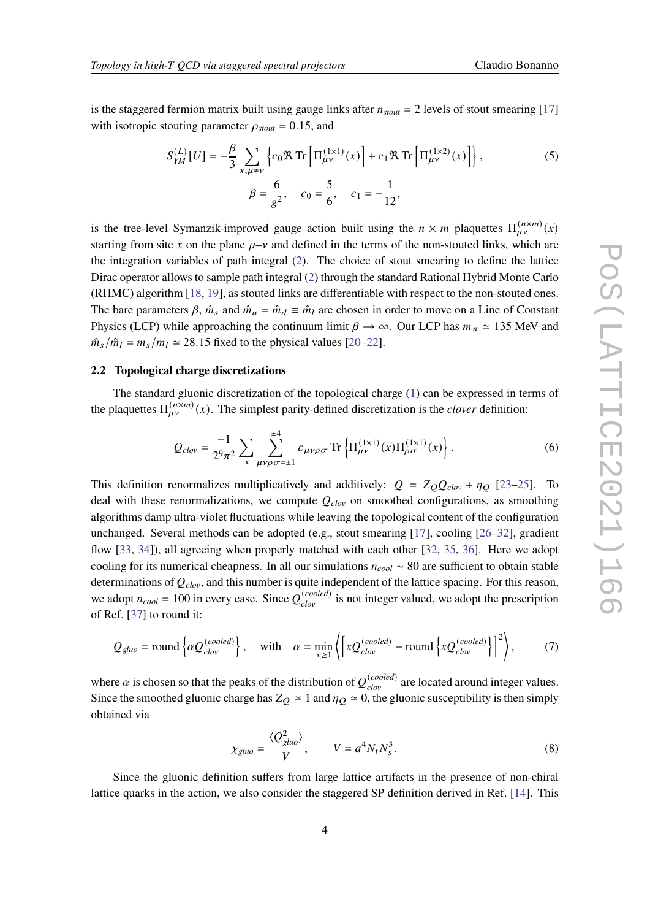is the staggered fermion matrix built using gauge links after $n_{stout} = 2$ levels of stout smearing [17] with isotropic stouting parameter $\rho_{stout} = 0.15$, and

$$S_{YM}^{(L)}[U] = -\frac{\beta}{3} \sum_{x,\mu \neq \nu} \left\{ c_0 \Re \operatorname{Tr} \left[ \Pi_{\mu\nu}^{(1\times1)}(x) \right] + c_1 \Re \operatorname{Tr} \left[ \Pi_{\mu\nu}^{(1\times2)}(x) \right] \right\}, \tag{5}$$
$$\beta = \frac{6}{g^2}, \quad c_0 = \frac{5}{6}, \quad c_1 = -\frac{1}{12},$$

is the tree-level Symanzik-improved gauge action built using the $n \times m$ plaquettes $\Pi_{\mu\nu}^{(n\times m)}(x)$ starting from site $x$ on the plane $\mu$–$\nu$ and defined in the terms of the non-stouted links, which are the integration variables of path integral (2). The choice of stout smearing to define the lattice Dirac operator allows to sample path integral (2) through the standard Rational Hybrid Monte Carlo (RHMC) algorithm [18, 19], as stouted links are differentiable with respect to the non-stouted ones. The bare parameters $\beta$, $\hat{m}_s$ and $\hat{m}_u = \hat{m}_d \equiv \hat{m}_l$ are chosen in order to move on a Line of Constant Physics (LCP) while approaching the continuum limit $\beta \to \infty$. Our LCP has $m_\pi \simeq 135$ MeV and $\hat{m}_s/\hat{m}_l = m_s/m_l \simeq 28.15$ fixed to the physical values [20–22].

### 2.2 Topological charge discretizations

The standard gluonic discretization of the topological charge (1) can be expressed in terms of the plaquettes $\Pi_{\mu\nu}^{(n\times m)}(x)$. The simplest parity-defined discretization is the *clover* definition:

$$Q_{clov} = \frac{-1}{2^9\pi^2} \sum_x \sum_{\mu\nu\rho\sigma=\pm1}^{\pm4} \varepsilon_{\mu\nu\rho\sigma} \operatorname{Tr}\left\{ \Pi_{\mu\nu}^{(1\times1)}(x) \Pi_{\rho\sigma}^{(1\times1)}(x) \right\}. \tag{6}$$

This definition renormalizes multiplicatively and additively: $Q = Z_Q Q_{clov} + \eta_Q$ [23–25]. To deal with these renormalizations, we compute $Q_{clov}$ on smoothed configurations, as smoothing algorithms damp ultra-violet fluctuations while leaving the topological content of the configuration unchanged. Several methods can be adopted (e.g., stout smearing [17], cooling [26–32], gradient flow [33, 34]), all agreeing when properly matched with each other [32, 35, 36]. Here we adopt cooling for its numerical cheapness. In all our simulations $n_{cool} \sim 80$ are sufficient to obtain stable determinations of $Q_{clov}$, and this number is quite independent of the lattice spacing. For this reason, we adopt $n_{cool} = 100$ in every case. Since $Q_{clov}^{(cooled)}$ is not integer valued, we adopt the prescription of Ref. [37] to round it:

$$Q_{gluo} = \operatorname{round}\left\{ \alpha Q_{clov}^{(cooled)} \right\}, \quad \text{with} \quad \alpha = \min_{x\geq1} \left\langle \left[ x Q_{clov}^{(cooled)} - \operatorname{round}\left\{ x Q_{clov}^{(cooled)} \right\} \right]^2 \right\rangle, \tag{7}$$

where $\alpha$ is chosen so that the peaks of the distribution of $Q_{clov}^{(cooled)}$ are located around integer values. Since the smoothed gluonic charge has $Z_Q \simeq 1$ and $\eta_Q \simeq 0$, the gluonic susceptibility is then simply obtained via

$$\chi_{gluo} = \frac{\langle Q_{gluo}^2 \rangle}{V}, \qquad V = a^4 N_t N_s^3. \tag{8}$$

Since the gluonic definition suffers from large lattice artifacts in the presence of non-chiral lattice quarks in the action, we also consider the staggered SP definition derived in Ref. [14]. This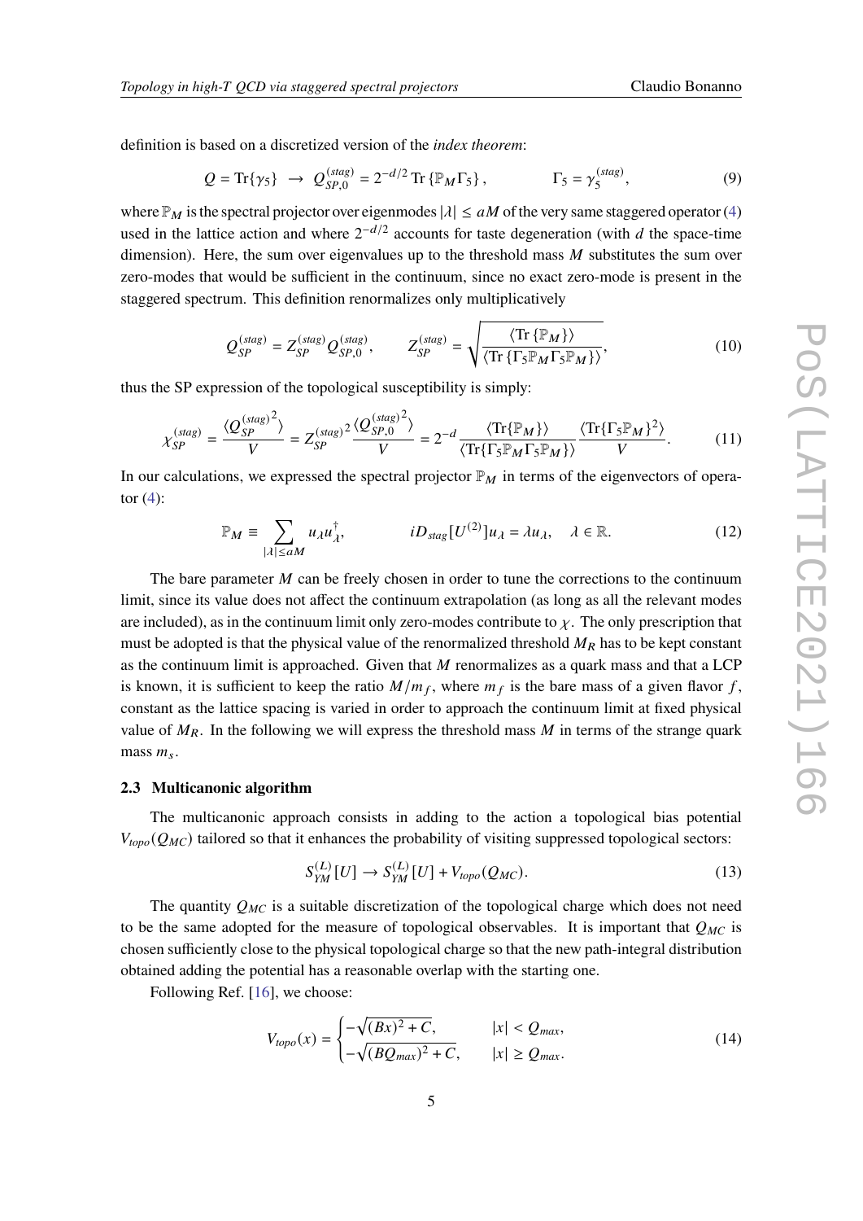definition is based on a discretized version of the *index theorem*:

$$Q = \mathrm{Tr}\{\gamma_5\} \;\to\; Q_{SP,0}^{(stag)} = 2^{-d/2}\,\mathrm{Tr}\,\{\mathbb{P}_M \Gamma_5\}\,, \qquad\qquad \Gamma_5 = \gamma_5^{(stag)}, \tag{9}$$

where $\mathbb{P}_M$ is the spectral projector over eigenmodes $|\lambda| \leq aM$ of the very same staggered operator (4) used in the lattice action and where $2^{-d/2}$ accounts for taste degeneration (with $d$ the space-time dimension). Here, the sum over eigenvalues up to the threshold mass $M$ substitutes the sum over zero-modes that would be sufficient in the continuum, since no exact zero-mode is present in the staggered spectrum. This definition renormalizes only multiplicatively

$$Q_{SP}^{(stag)} = Z_{SP}^{(stag)} Q_{SP,0}^{(stag)}, \qquad Z_{SP}^{(stag)} = \sqrt{\frac{\langle \mathrm{Tr}\,\{\mathbb{P}_M\}\rangle}{\langle \mathrm{Tr}\,\{\Gamma_5 \mathbb{P}_M \Gamma_5 \mathbb{P}_M\}\rangle}}, \tag{10}$$

thus the SP expression of the topological susceptibility is simply:

$$\chi_{SP}^{(stag)} = \frac{\langle Q_{SP}^{(stag)\,2}\rangle}{V} = Z_{SP}^{(stag)\,2}\frac{\langle Q_{SP,0}^{(stag)\,2}\rangle}{V} = 2^{-d}\frac{\langle \mathrm{Tr}\{\mathbb{P}_M\}\rangle}{\langle \mathrm{Tr}\{\Gamma_5 \mathbb{P}_M \Gamma_5 \mathbb{P}_M\}\rangle}\frac{\langle \mathrm{Tr}\{\Gamma_5 \mathbb{P}_M\}^2\rangle}{V}. \tag{11}$$

In our calculations, we expressed the spectral projector $\mathbb{P}_M$ in terms of the eigenvectors of operator (4):

$$\mathbb{P}_M \equiv \sum_{|\lambda| \leq aM} u_\lambda u_\lambda^\dagger, \qquad\qquad i D_{stag}[U^{(2)}] u_\lambda = \lambda u_\lambda, \quad \lambda \in \mathbb{R}. \tag{12}$$

The bare parameter $M$ can be freely chosen in order to tune the corrections to the continuum limit, since its value does not affect the continuum extrapolation (as long as all the relevant modes are included), as in the continuum limit only zero-modes contribute to $\chi$. The only prescription that must be adopted is that the physical value of the renormalized threshold $M_R$ has to be kept constant as the continuum limit is approached. Given that $M$ renormalizes as a quark mass and that a LCP is known, it is sufficient to keep the ratio $M/m_f$, where $m_f$ is the bare mass of a given flavor $f$, constant as the lattice spacing is varied in order to approach the continuum limit at fixed physical value of $M_R$. In the following we will express the threshold mass $M$ in terms of the strange quark mass $m_s$.

### 2.3 Multicanonic algorithm

The multicanonic approach consists in adding to the action a topological bias potential $V_{topo}(Q_{MC})$ tailored so that it enhances the probability of visiting suppressed topological sectors:

$$S_{YM}^{(L)}[U] \to S_{YM}^{(L)}[U] + V_{topo}(Q_{MC}). \tag{13}$$

The quantity $Q_{MC}$ is a suitable discretization of the topological charge which does not need to be the same adopted for the measure of topological observables. It is important that $Q_{MC}$ is chosen sufficiently close to the physical topological charge so that the new path-integral distribution obtained adding the potential has a reasonable overlap with the starting one.

Following Ref. [16], we choose:

$$V_{topo}(x) = \begin{cases} -\sqrt{(Bx)^2 + C}, & |x| < Q_{max}, \\ -\sqrt{(BQ_{max})^2 + C}, & |x| \geq Q_{max}. \end{cases} \tag{14}$$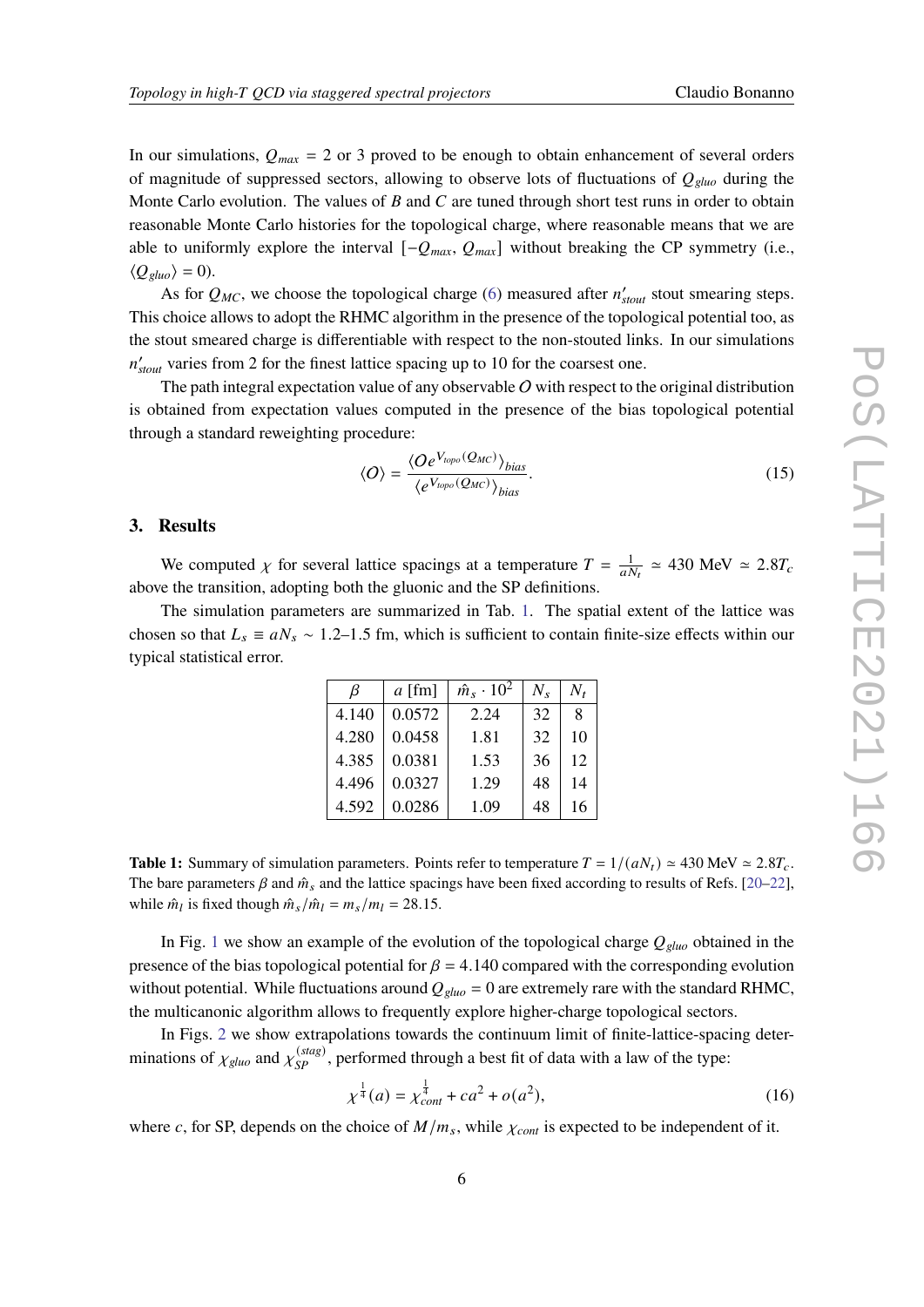In our simulations, $Q_{max} = 2$ or 3 proved to be enough to obtain enhancement of several orders of magnitude of suppressed sectors, allowing to observe lots of fluctuations of $Q_{gluo}$ during the Monte Carlo evolution. The values of $B$ and $C$ are tuned through short test runs in order to obtain reasonable Monte Carlo histories for the topological charge, where reasonable means that we are able to uniformly explore the interval $[-Q_{max}, Q_{max}]$ without breaking the CP symmetry (i.e., $\langle Q_{gluo} \rangle = 0$).

As for $Q_{MC}$, we choose the topological charge (6) measured after $n'_{stout}$ stout smearing steps. This choice allows to adopt the RHMC algorithm in the presence of the topological potential too, as the stout smeared charge is differentiable with respect to the non-stouted links. In our simulations $n'_{stout}$ varies from 2 for the finest lattice spacing up to 10 for the coarsest one.

The path integral expectation value of any observable $O$ with respect to the original distribution is obtained from expectation values computed in the presence of the bias topological potential through a standard reweighting procedure:

$$\langle O \rangle = \frac{\langle O e^{V_{topo}(Q_{MC})} \rangle_{bias}}{\langle e^{V_{topo}(Q_{MC})} \rangle_{bias}}. \tag{15}$$

## 3. Results

We computed $\chi$ for several lattice spacings at a temperature $T = \frac{1}{aN_t} \simeq 430$ MeV $\simeq 2.8T_c$ above the transition, adopting both the gluonic and the SP definitions.

The simulation parameters are summarized in Tab. 1. The spatial extent of the lattice was chosen so that $L_s \equiv aN_s \sim 1.2$–$1.5$ fm, which is sufficient to contain finite-size effects within our typical statistical error.

| $\beta$ | $a$ [fm] | $\hat{m}_s \cdot 10^2$ | $N_s$ | $N_t$ |
|---|---|---|---|---|
| 4.140 | 0.0572 | 2.24 | 32 | 8 |
| 4.280 | 0.0458 | 1.81 | 32 | 10 |
| 4.385 | 0.0381 | 1.53 | 36 | 12 |
| 4.496 | 0.0327 | 1.29 | 48 | 14 |
| 4.592 | 0.0286 | 1.09 | 48 | 16 |

**Table 1:** Summary of simulation parameters. Points refer to temperature $T = 1/(aN_t) \simeq 430$ MeV $\simeq 2.8T_c$. The bare parameters $\beta$ and $\hat{m}_s$ and the lattice spacings have been fixed according to results of Refs. [20–22], while $\hat{m}_l$ is fixed though $\hat{m}_s/\hat{m}_l = m_s/m_l = 28.15$.

In Fig. 1 we show an example of the evolution of the topological charge $Q_{gluo}$ obtained in the presence of the bias topological potential for $\beta = 4.140$ compared with the corresponding evolution without potential. While fluctuations around $Q_{gluo} = 0$ are extremely rare with the standard RHMC, the multicanonic algorithm allows to frequently explore higher-charge topological sectors.

In Figs. 2 we show extrapolations towards the continuum limit of finite-lattice-spacing determinations of $\chi_{gluo}$ and $\chi_{SP}^{(stag)}$, performed through a best fit of data with a law of the type:

$$\chi^{\frac{1}{4}}(a) = \chi_{cont}^{\frac{1}{4}} + ca^2 + o(a^2), \tag{16}$$

where $c$, for SP, depends on the choice of $M/m_s$, while $\chi_{cont}$ is expected to be independent of it.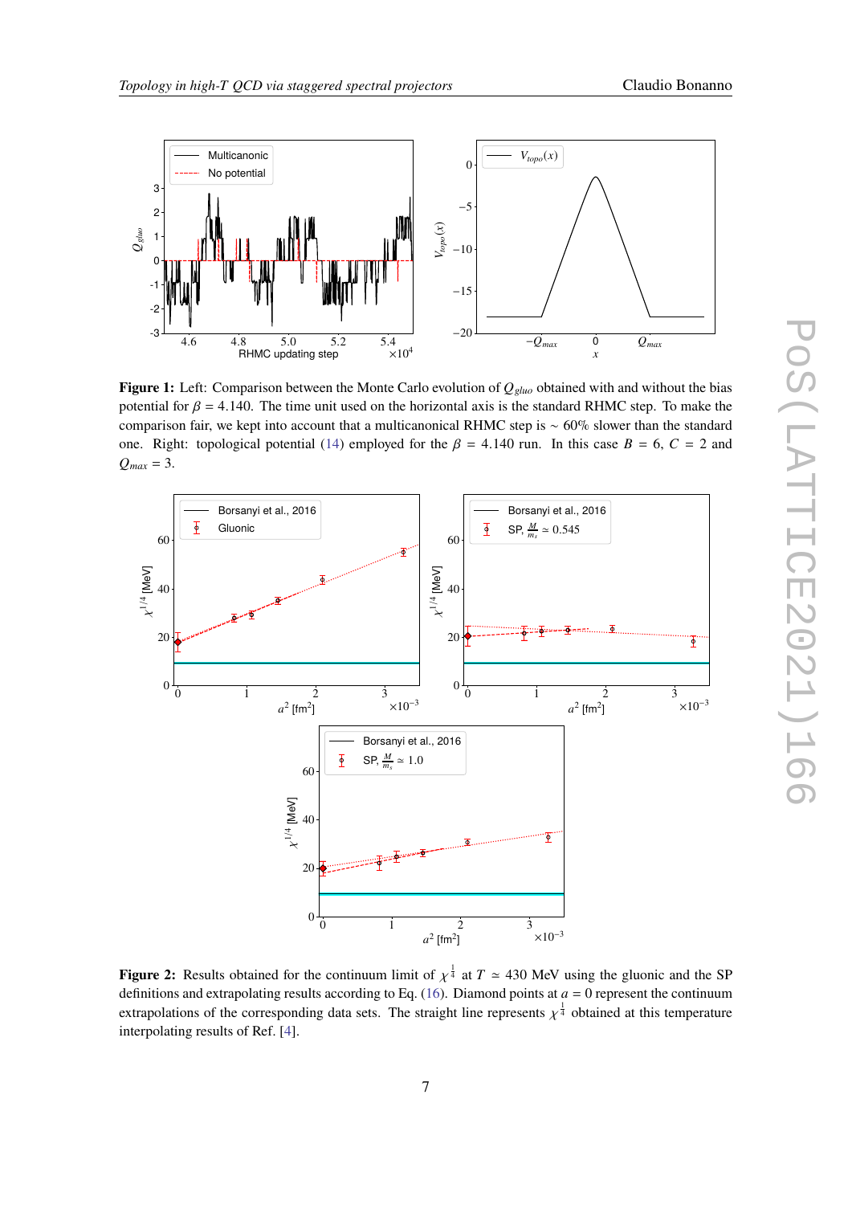Multicanonic
No potential

$Q_{gluo}$

3
2
1
0
-1
-2
-3

4.6 4.8 5.0 5.2 5.4
RHMC updating step $\times 10^4$

$V_{topo}(x)$

0
−5
−10
−15
−20

$V_{topo}(x)$

$-Q_{max}$ 0 $Q_{max}$
$x$

**Figure 1:** Left: Comparison between the Monte Carlo evolution of $Q_{gluo}$ obtained with and without the bias potential for $\beta = 4.140$. The time unit used on the horizontal axis is the standard RHMC step. To make the comparison fair, we kept into account that a multicanonical RHMC step is $\sim 60\%$ slower than the standard one. Right: topological potential (14) employed for the $\beta = 4.140$ run. In this case $B = 6$, $C = 2$ and $Q_{max} = 3$.

Borsanyi et al., 2016
Gluonic

$\chi^{1/4}$ [MeV]

0
20
40
60

0 1 2 3
$a^2$ [fm$^2$] $\times 10^{-3}$

Borsanyi et al., 2016
SP, $\frac{M}{m_s} \simeq 0.545$

$\chi^{1/4}$ [MeV]

0
20
40
60

0 1 2 3
$a^2$ [fm$^2$] $\times 10^{-3}$

Borsanyi et al., 2016
SP, $\frac{M}{m_s} \simeq 1.0$

$\chi^{1/4}$ [MeV]

0
20
40
60

0 1 2 3
$a^2$ [fm$^2$] $\times 10^{-3}$

**Figure 2:** Results obtained for the continuum limit of $\chi^{\frac{1}{4}}$ at $T \simeq 430$ MeV using the gluonic and the SP definitions and extrapolating results according to Eq. (16). Diamond points at $a = 0$ represent the continuum extrapolations of the corresponding data sets. The straight line represents $\chi^{\frac{1}{4}}$ obtained at this temperature interpolating results of Ref. [4].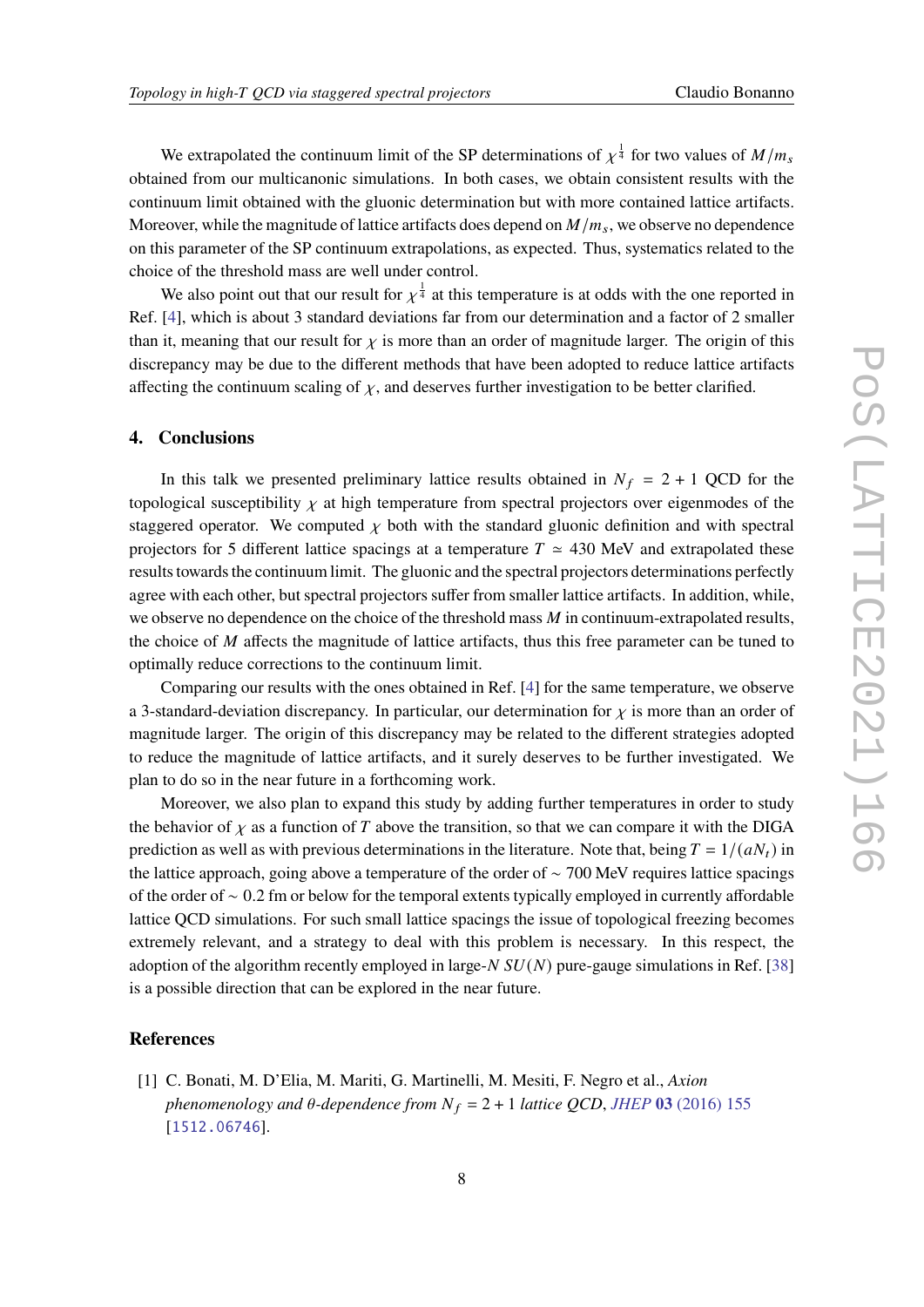We extrapolated the continuum limit of the SP determinations of $\chi^{\frac{1}{4}}$ for two values of $M/m_s$ obtained from our multicanonic simulations. In both cases, we obtain consistent results with the continuum limit obtained with the gluonic determination but with more contained lattice artifacts. Moreover, while the magnitude of lattice artifacts does depend on $M/m_s$, we observe no dependence on this parameter of the SP continuum extrapolations, as expected. Thus, systematics related to the choice of the threshold mass are well under control.

We also point out that our result for $\chi^{\frac{1}{4}}$ at this temperature is at odds with the one reported in Ref. [4], which is about 3 standard deviations far from our determination and a factor of 2 smaller than it, meaning that our result for $\chi$ is more than an order of magnitude larger. The origin of this discrepancy may be due to the different methods that have been adopted to reduce lattice artifacts affecting the continuum scaling of $\chi$, and deserves further investigation to be better clarified.

## 4. Conclusions

In this talk we presented preliminary lattice results obtained in $N_f = 2 + 1$ QCD for the topological susceptibility $\chi$ at high temperature from spectral projectors over eigenmodes of the staggered operator. We computed $\chi$ both with the standard gluonic definition and with spectral projectors for 5 different lattice spacings at a temperature $T \simeq 430$ MeV and extrapolated these results towards the continuum limit. The gluonic and the spectral projectors determinations perfectly agree with each other, but spectral projectors suffer from smaller lattice artifacts. In addition, while, we observe no dependence on the choice of the threshold mass $M$ in continuum-extrapolated results, the choice of $M$ affects the magnitude of lattice artifacts, thus this free parameter can be tuned to optimally reduce corrections to the continuum limit.

Comparing our results with the ones obtained in Ref. [4] for the same temperature, we observe a 3-standard-deviation discrepancy. In particular, our determination for $\chi$ is more than an order of magnitude larger. The origin of this discrepancy may be related to the different strategies adopted to reduce the magnitude of lattice artifacts, and it surely deserves to be further investigated. We plan to do so in the near future in a forthcoming work.

Moreover, we also plan to expand this study by adding further temperatures in order to study the behavior of $\chi$ as a function of $T$ above the transition, so that we can compare it with the DIGA prediction as well as with previous determinations in the literature. Note that, being $T = 1/(aN_t)$ in the lattice approach, going above a temperature of the order of $\sim 700$ MeV requires lattice spacings of the order of $\sim 0.2$ fm or below for the temporal extents typically employed in currently affordable lattice QCD simulations. For such small lattice spacings the issue of topological freezing becomes extremely relevant, and a strategy to deal with this problem is necessary. In this respect, the adoption of the algorithm recently employed in large-$N$ $SU(N)$ pure-gauge simulations in Ref. [38] is a possible direction that can be explored in the near future.

## References

[1] C. Bonati, M. D'Elia, M. Mariti, G. Martinelli, M. Mesiti, F. Negro et al., *Axion phenomenology and θ-dependence from $N_f = 2 + 1$ lattice QCD*, *JHEP* **03** (2016) 155 [1512.06746].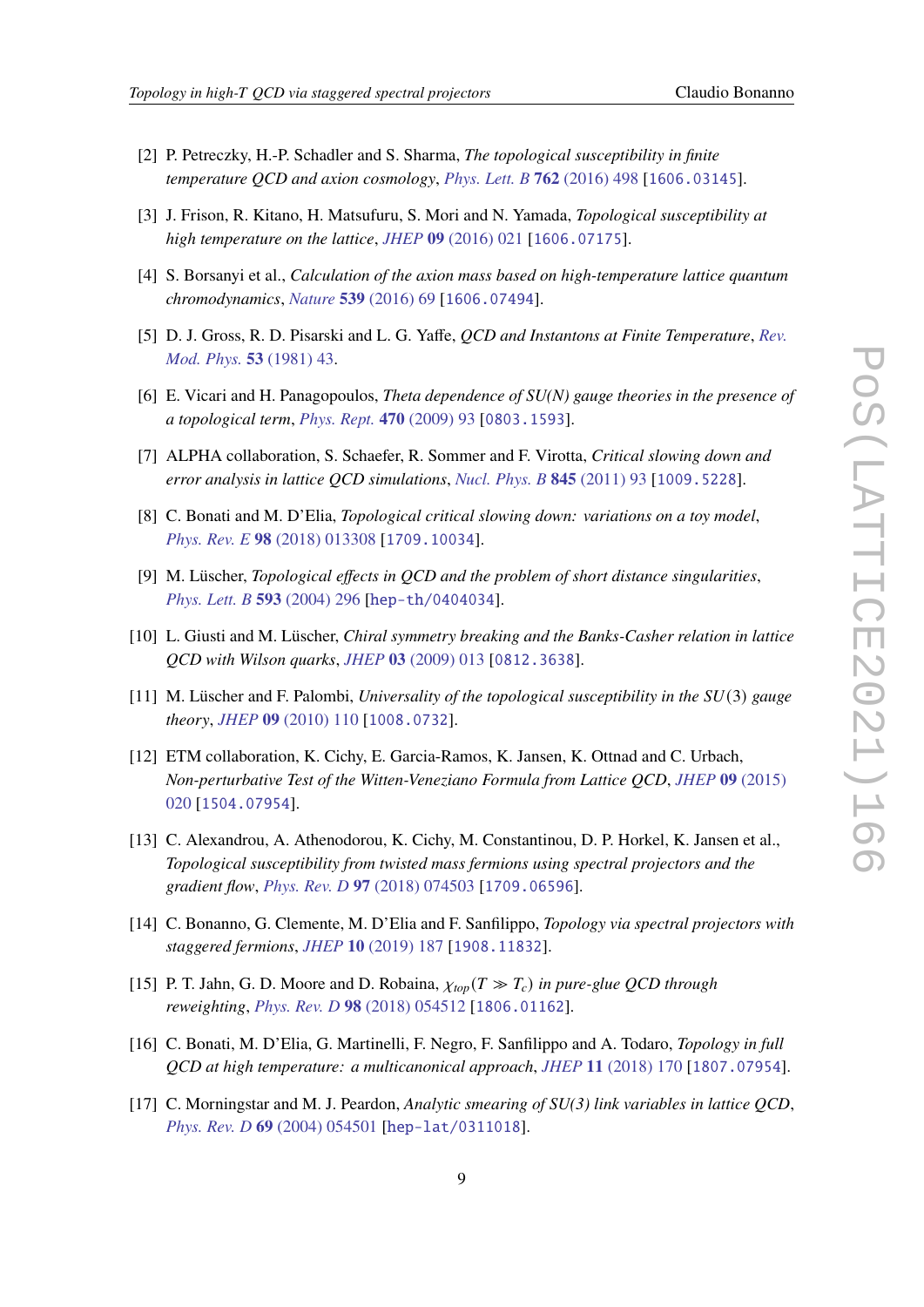[2] P. Petreczky, H.-P. Schadler and S. Sharma, *The topological susceptibility in finite temperature QCD and axion cosmology*, *Phys. Lett. B* **762** (2016) 498 [1606.03145].

[3] J. Frison, R. Kitano, H. Matsufuru, S. Mori and N. Yamada, *Topological susceptibility at high temperature on the lattice*, *JHEP* **09** (2016) 021 [1606.07175].

[4] S. Borsanyi et al., *Calculation of the axion mass based on high-temperature lattice quantum chromodynamics*, *Nature* **539** (2016) 69 [1606.07494].

[5] D. J. Gross, R. D. Pisarski and L. G. Yaffe, *QCD and Instantons at Finite Temperature*, *Rev. Mod. Phys.* **53** (1981) 43.

[6] E. Vicari and H. Panagopoulos, *Theta dependence of SU(N) gauge theories in the presence of a topological term*, *Phys. Rept.* **470** (2009) 93 [0803.1593].

[7] ALPHA collaboration, S. Schaefer, R. Sommer and F. Virotta, *Critical slowing down and error analysis in lattice QCD simulations*, *Nucl. Phys. B* **845** (2011) 93 [1009.5228].

[8] C. Bonati and M. D'Elia, *Topological critical slowing down: variations on a toy model*, *Phys. Rev. E* **98** (2018) 013308 [1709.10034].

[9] M. Lüscher, *Topological effects in QCD and the problem of short distance singularities*, *Phys. Lett. B* **593** (2004) 296 [hep-th/0404034].

[10] L. Giusti and M. Lüscher, *Chiral symmetry breaking and the Banks-Casher relation in lattice QCD with Wilson quarks*, *JHEP* **03** (2009) 013 [0812.3638].

[11] M. Lüscher and F. Palombi, *Universality of the topological susceptibility in the $SU(3)$ gauge theory*, *JHEP* **09** (2010) 110 [1008.0732].

[12] ETM collaboration, K. Cichy, E. Garcia-Ramos, K. Jansen, K. Ottnad and C. Urbach, *Non-perturbative Test of the Witten-Veneziano Formula from Lattice QCD*, *JHEP* **09** (2015) 020 [1504.07954].

[13] C. Alexandrou, A. Athenodorou, K. Cichy, M. Constantinou, D. P. Horkel, K. Jansen et al., *Topological susceptibility from twisted mass fermions using spectral projectors and the gradient flow*, *Phys. Rev. D* **97** (2018) 074503 [1709.06596].

[14] C. Bonanno, G. Clemente, M. D'Elia and F. Sanfilippo, *Topology via spectral projectors with staggered fermions*, *JHEP* **10** (2019) 187 [1908.11832].

[15] P. T. Jahn, G. D. Moore and D. Robaina, *$\chi_{top}(T \gg T_c)$ in pure-glue QCD through reweighting*, *Phys. Rev. D* **98** (2018) 054512 [1806.01162].

[16] C. Bonati, M. D'Elia, G. Martinelli, F. Negro, F. Sanfilippo and A. Todaro, *Topology in full QCD at high temperature: a multicanonical approach*, *JHEP* **11** (2018) 170 [1807.07954].

[17] C. Morningstar and M. J. Peardon, *Analytic smearing of SU(3) link variables in lattice QCD*, *Phys. Rev. D* **69** (2004) 054501 [hep-lat/0311018].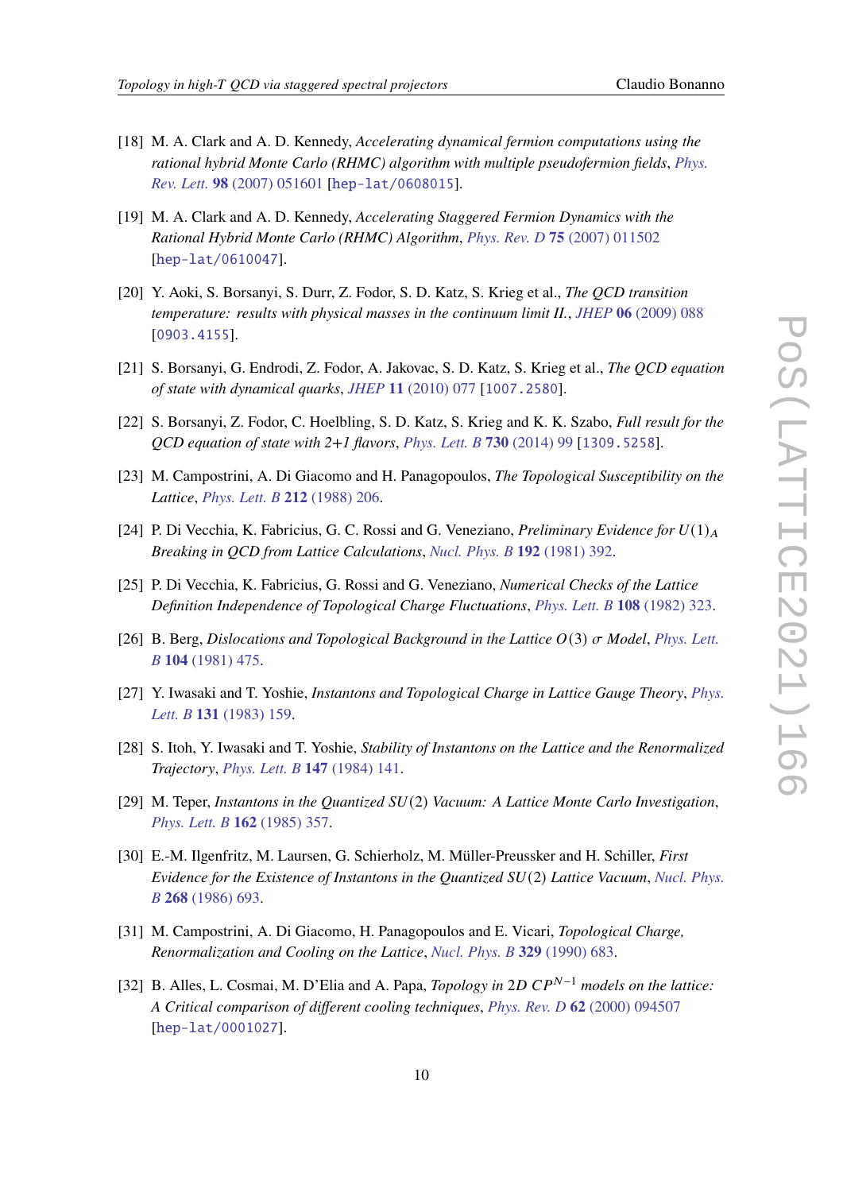[18] M. A. Clark and A. D. Kennedy, *Accelerating dynamical fermion computations using the rational hybrid Monte Carlo (RHMC) algorithm with multiple pseudofermion fields*, *Phys. Rev. Lett.* **98** (2007) 051601 [hep-lat/0608015].

[19] M. A. Clark and A. D. Kennedy, *Accelerating Staggered Fermion Dynamics with the Rational Hybrid Monte Carlo (RHMC) Algorithm*, *Phys. Rev. D* **75** (2007) 011502 [hep-lat/0610047].

[20] Y. Aoki, S. Borsanyi, S. Durr, Z. Fodor, S. D. Katz, S. Krieg et al., *The QCD transition temperature: results with physical masses in the continuum limit II.*, *JHEP* **06** (2009) 088 [0903.4155].

[21] S. Borsanyi, G. Endrodi, Z. Fodor, A. Jakovac, S. D. Katz, S. Krieg et al., *The QCD equation of state with dynamical quarks*, *JHEP* **11** (2010) 077 [1007.2580].

[22] S. Borsanyi, Z. Fodor, C. Hoelbling, S. D. Katz, S. Krieg and K. K. Szabo, *Full result for the QCD equation of state with 2+1 flavors*, *Phys. Lett. B* **730** (2014) 99 [1309.5258].

[23] M. Campostrini, A. Di Giacomo and H. Panagopoulos, *The Topological Susceptibility on the Lattice*, *Phys. Lett. B* **212** (1988) 206.

[24] P. Di Vecchia, K. Fabricius, G. C. Rossi and G. Veneziano, *Preliminary Evidence for $U(1)_A$ Breaking in QCD from Lattice Calculations*, *Nucl. Phys. B* **192** (1981) 392.

[25] P. Di Vecchia, K. Fabricius, G. Rossi and G. Veneziano, *Numerical Checks of the Lattice Definition Independence of Topological Charge Fluctuations*, *Phys. Lett. B* **108** (1982) 323.

[26] B. Berg, *Dislocations and Topological Background in the Lattice $O(3)$ $\sigma$ Model*, *Phys. Lett. B* **104** (1981) 475.

[27] Y. Iwasaki and T. Yoshie, *Instantons and Topological Charge in Lattice Gauge Theory*, *Phys. Lett. B* **131** (1983) 159.

[28] S. Itoh, Y. Iwasaki and T. Yoshie, *Stability of Instantons on the Lattice and the Renormalized Trajectory*, *Phys. Lett. B* **147** (1984) 141.

[29] M. Teper, *Instantons in the Quantized $SU(2)$ Vacuum: A Lattice Monte Carlo Investigation*, *Phys. Lett. B* **162** (1985) 357.

[30] E.-M. Ilgenfritz, M. Laursen, G. Schierholz, M. Müller-Preussker and H. Schiller, *First Evidence for the Existence of Instantons in the Quantized $SU(2)$ Lattice Vacuum*, *Nucl. Phys. B* **268** (1986) 693.

[31] M. Campostrini, A. Di Giacomo, H. Panagopoulos and E. Vicari, *Topological Charge, Renormalization and Cooling on the Lattice*, *Nucl. Phys. B* **329** (1990) 683.

[32] B. Alles, L. Cosmai, M. D'Elia and A. Papa, *Topology in 2D $CP^{N-1}$ models on the lattice: A Critical comparison of different cooling techniques*, *Phys. Rev. D* **62** (2000) 094507 [hep-lat/0001027].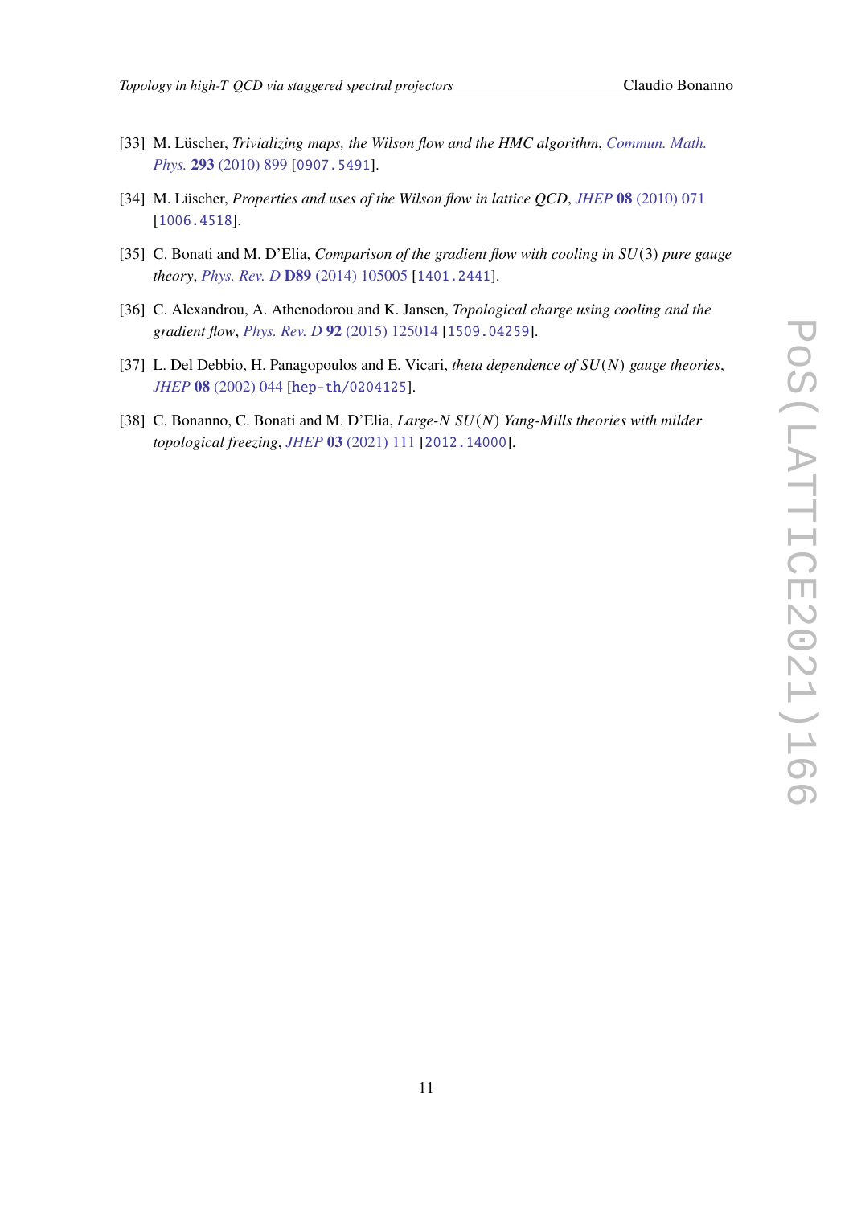[33] M. Lüscher, *Trivializing maps, the Wilson flow and the HMC algorithm*, *Commun. Math. Phys.* **293** (2010) 899 [0907.5491].

[34] M. Lüscher, *Properties and uses of the Wilson flow in lattice QCD*, *JHEP* **08** (2010) 071 [1006.4518].

[35] C. Bonati and M. D'Elia, *Comparison of the gradient flow with cooling in $SU(3)$ pure gauge theory*, *Phys. Rev. D* **D89** (2014) 105005 [1401.2441].

[36] C. Alexandrou, A. Athenodorou and K. Jansen, *Topological charge using cooling and the gradient flow*, *Phys. Rev. D* **92** (2015) 125014 [1509.04259].

[37] L. Del Debbio, H. Panagopoulos and E. Vicari, *theta dependence of $SU(N)$ gauge theories*, *JHEP* **08** (2002) 044 [hep-th/0204125].

[38] C. Bonanno, C. Bonati and M. D'Elia, *Large-N $SU(N)$ Yang-Mills theories with milder topological freezing*, *JHEP* **03** (2021) 111 [2012.14000].